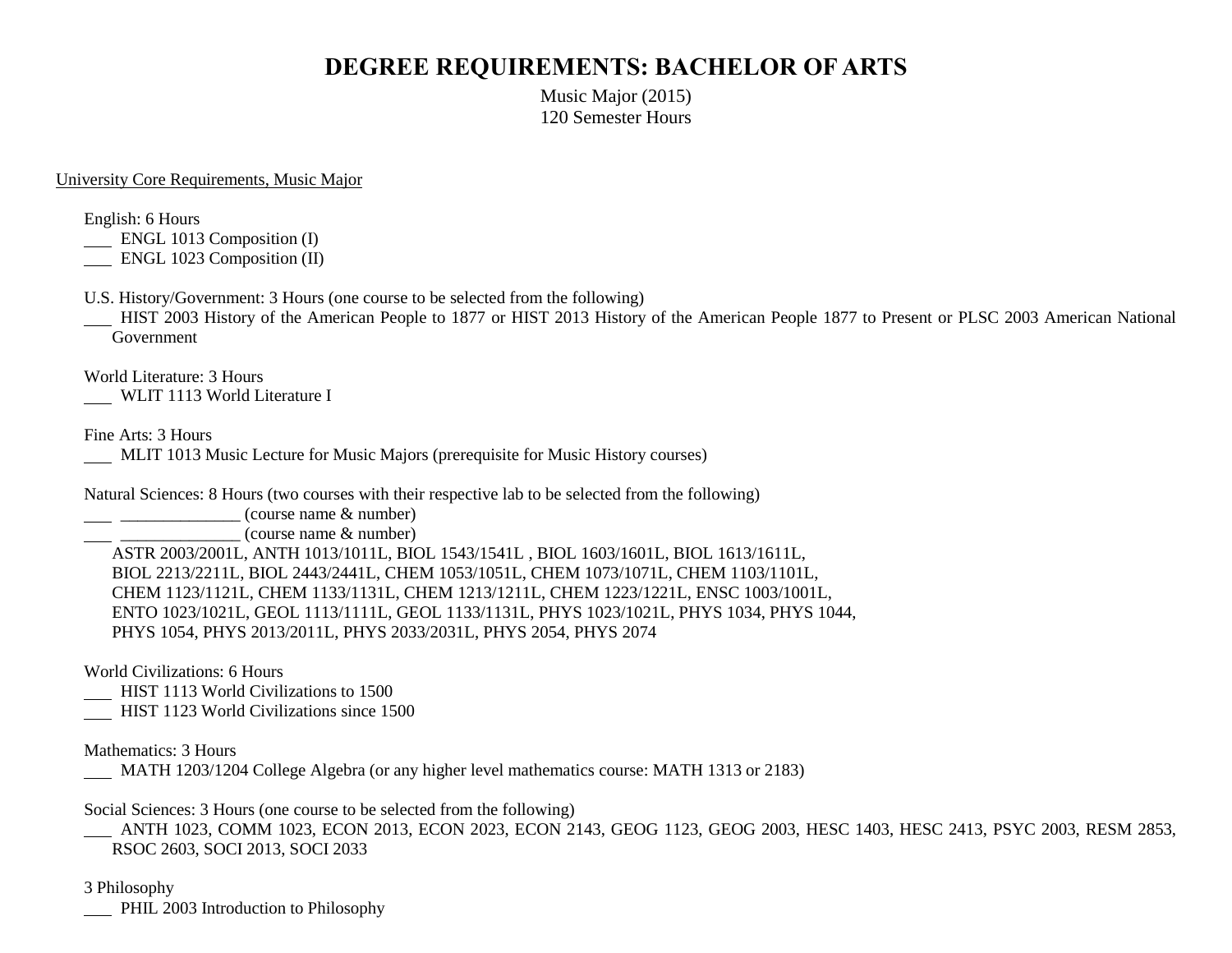# DEGREE REQUIREMENTS: BACHELOR OF ARTS

Music Major (2015)
120 Semester Hours

University Core Requirements, Music Major

English: 6 Hours

___ ENGL 1013 Composition (I)
___ ENGL 1023 Composition (II)

U.S. History/Government: 3 Hours (one course to be selected from the following)

___ HIST 2003 History of the American People to 1877 or HIST 2013 History of the American People 1877 to Present or PLSC 2003 American National Government

World Literature: 3 Hours

___ WLIT 1113 World Literature I

Fine Arts: 3 Hours

___ MLIT 1013 Music Lecture for Music Majors (prerequisite for Music History courses)

Natural Sciences: 8 Hours (two courses with their respective lab to be selected from the following)

___ ______________ (course name & number)
___ ______________ (course name & number)

ASTR 2003/2001L, ANTH 1013/1011L, BIOL 1543/1541L , BIOL 1603/1601L, BIOL 1613/1611L, BIOL 2213/2211L, BIOL 2443/2441L, CHEM 1053/1051L, CHEM 1073/1071L, CHEM 1103/1101L, CHEM 1123/1121L, CHEM 1133/1131L, CHEM 1213/1211L, CHEM 1223/1221L, ENSC 1003/1001L, ENTO 1023/1021L, GEOL 1113/1111L, GEOL 1133/1131L, PHYS 1023/1021L, PHYS 1034, PHYS 1044, PHYS 1054, PHYS 2013/2011L, PHYS 2033/2031L, PHYS 2054, PHYS 2074

World Civilizations: 6 Hours

___ HIST 1113 World Civilizations to 1500
___ HIST 1123 World Civilizations since 1500

Mathematics: 3 Hours

___ MATH 1203/1204 College Algebra (or any higher level mathematics course: MATH 1313 or 2183)

Social Sciences: 3 Hours (one course to be selected from the following)

___ ANTH 1023, COMM 1023, ECON 2013, ECON 2023, ECON 2143, GEOG 1123, GEOG 2003, HESC 1403, HESC 2413, PSYC 2003, RESM 2853, RSOC 2603, SOCI 2013, SOCI 2033

3 Philosophy

___ PHIL 2003 Introduction to Philosophy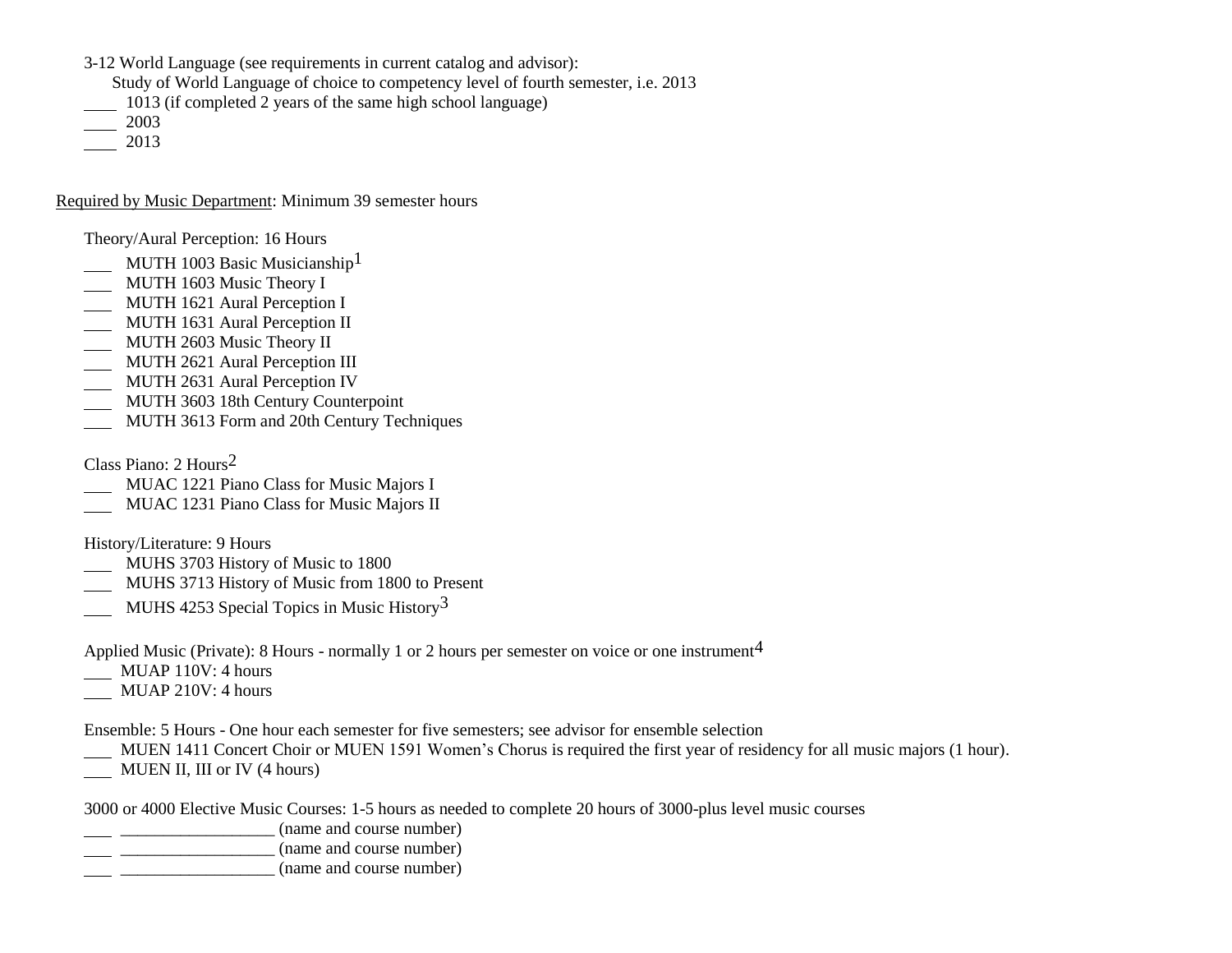3-12 World Language (see requirements in current catalog and advisor):

Study of World Language of choice to competency level of fourth semester, i.e. 2013

- ____ 1013 (if completed 2 years of the same high school language)
- ____ 2003
- ____ 2013

Required by Music Department: Minimum 39 semester hours

Theory/Aural Perception: 16 Hours

- ___ MUTH 1003 Basic Musicianship[1]
- ___ MUTH 1603 Music Theory I
- ___ MUTH 1621 Aural Perception I
- ___ MUTH 1631 Aural Perception II
- ___ MUTH 2603 Music Theory II
- ___ MUTH 2621 Aural Perception III
- ___ MUTH 2631 Aural Perception IV
- ___ MUTH 3603 18th Century Counterpoint
- ___ MUTH 3613 Form and 20th Century Techniques

Class Piano: 2 Hours[2]

- ___ MUAC 1221 Piano Class for Music Majors I
- ___ MUAC 1231 Piano Class for Music Majors II

History/Literature: 9 Hours

- ___ MUHS 3703 History of Music to 1800
- ___ MUHS 3713 History of Music from 1800 to Present
- ___ MUHS 4253 Special Topics in Music History[3]

Applied Music (Private): 8 Hours - normally 1 or 2 hours per semester on voice or one instrument[4]

- ___ MUAP 110V: 4 hours
- ___ MUAP 210V: 4 hours

Ensemble: 5 Hours - One hour each semester for five semesters; see advisor for ensemble selection

- ___ MUEN 1411 Concert Choir or MUEN 1591 Women's Chorus is required the first year of residency for all music majors (1 hour).
- ___ MUEN II, III or IV (4 hours)

3000 or 4000 Elective Music Courses: 1-5 hours as needed to complete 20 hours of 3000-plus level music courses

- ___ __________________ (name and course number)
- ___ __________________ (name and course number)
- ___ __________________ (name and course number)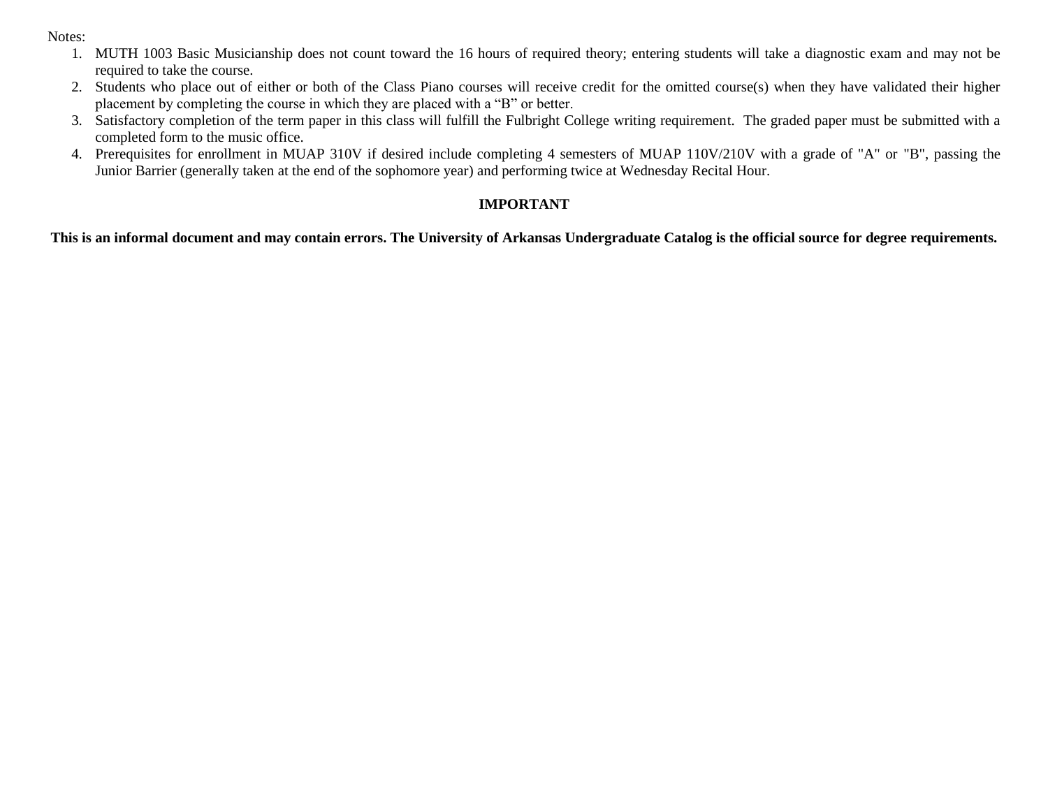Notes:

1. MUTH 1003 Basic Musicianship does not count toward the 16 hours of required theory; entering students will take a diagnostic exam and may not be required to take the course.
2. Students who place out of either or both of the Class Piano courses will receive credit for the omitted course(s) when they have validated their higher placement by completing the course in which they are placed with a "B" or better.
3. Satisfactory completion of the term paper in this class will fulfill the Fulbright College writing requirement. The graded paper must be submitted with a completed form to the music office.
4. Prerequisites for enrollment in MUAP 310V if desired include completing 4 semesters of MUAP 110V/210V with a grade of "A" or "B", passing the Junior Barrier (generally taken at the end of the sophomore year) and performing twice at Wednesday Recital Hour.

**IMPORTANT**

**This is an informal document and may contain errors. The University of Arkansas Undergraduate Catalog is the official source for degree requirements.**